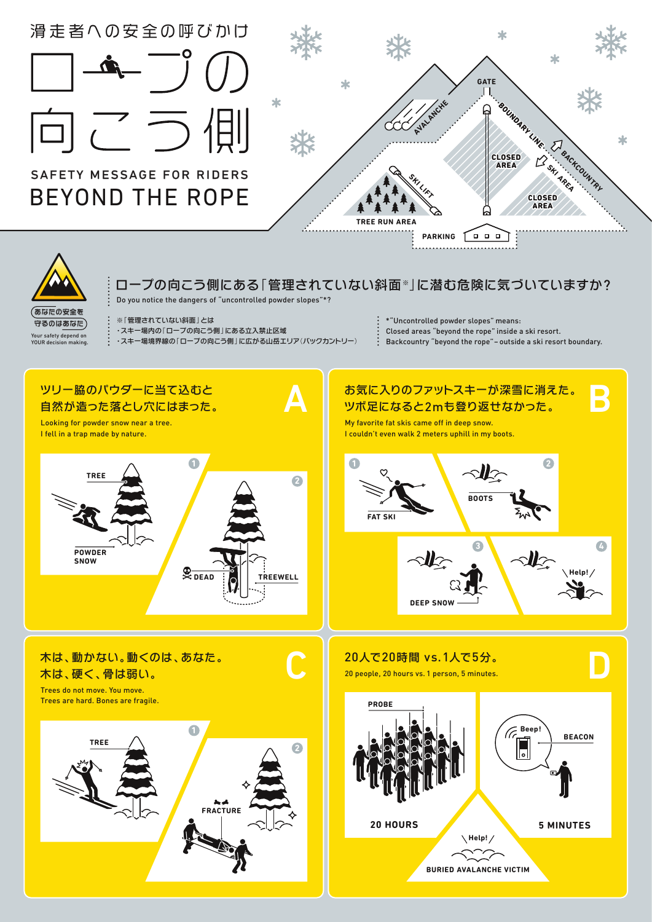滑走者への安全の呼びかけ

# ロープの向こう側

SAFETY MESSAGE FOR RIDERS

# BEYOND THE ROPE

GATE / AVALANCHE / BOUNDARY LINE / BACKCOUNTRY / SKI AREA / CLOSED AREA / CLOSED AREA / SKI LIFT / TREE RUN AREA / PARKING

あなたの安全を守るのはあなた
Your safety depend on YOUR decision making.

## ロープの向こう側にある「管理されていない斜面※」に潜む危険に気づいていますか？

Do you notice the dangers of "uncontrolled powder slopes"*?

※「管理されていない斜面」とは
・スキー場内の「ロープの向こう側」にある立入禁止区域
・スキー場境界線の「ロープの向こう側」に広がる山岳エリア（バックカントリー）

*"Uncontrolled powder slopes" means:
Closed areas "beyond the rope" inside a ski resort.
Backcountry "beyond the rope" – outside a ski resort boundary.

### A

ツリー脇のパウダーに当て込むと
自然が造った落とし穴にはまった。

Looking for powder snow near a tree.
I fell in a trap made by nature.

1 TREE / POWDER SNOW
2 DEAD / TREEWELL

### B

お気に入りのファットスキーが深雪に消えた。
ツボ足になると2mも登り返せなかった。

My favorite fat skis came off in deep snow.
I couldn't even walk 2 meters uphill in my boots.

1 FAT SKI
2 BOOTS
3 DEEP SNOW
4 Help!

### C

木は、動かない。動くのは、あなた。
木は、硬く、骨は弱い。

Trees do not move. You move.
Trees are hard. Bones are fragile.

1 TREE
2 FRACTURE

### D

20人で20時間 vs.1人で5分。

20 people, 20 hours vs. 1 person, 5 minutes.

PROBE / 20 HOURS
Beep! / BEACON / 5 MINUTES
Help! / BURIED AVALANCHE VICTIM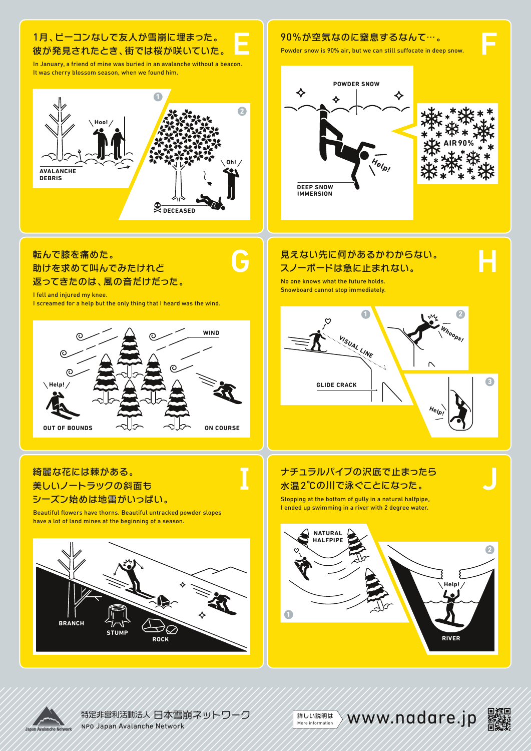## E

1月、ビーコンなしで友人が雪崩に埋まった。
彼が発見されたとき、街では桜が咲いていた。

In January, a friend of mine was buried in an avalanche without a beacon.
It was cherry blossom season, when we found him.

1 Hoo! AVALANCHE DEBRIS
2 Oh! DECEASED

## F

90%が空気なのに窒息するなんて…。

Powder snow is 90% air, but we can still suffocate in deep snow.

POWDER SNOW
Help!
DEEP SNOW IMMERSION
AIR 90%

## G

転んで膝を痛めた。
助けを求めて叫んでみたけれど
返ってきたのは、風の音だけだった。

I fell and injured my knee.
I screamed for a help but the only thing that I heard was the wind.

WIND
Help!
OUT OF BOUNDS
ON COURSE

## H

見えない先に何があるかわからない。
スノーボードは急に止まれない。

No one knows what the future holds.
Snowboard cannot stop immediately.

1 VISUAL LINE
GLIDE CRACK
2 Whoops!
3 Help!

## I

綺麗な花には棘がある。
美しいノートラックの斜面も
シーズン始めは地雷がいっぱい。

Beautiful flowers have thorns. Beautiful untracked powder slopes have a lot of land mines at the beginning of a season.

BRANCH
STUMP
ROCK

## J

ナチュラルパイプの沢底で止まったら
水温2℃の川で泳ぐことになった。

Stopping at the bottom of gully in a natural halfpipe,
I ended up swimming in a river with 2 degree water.

1 NATURAL HALFPIPE
2 Help!
RIVER

Japan Avalanche Network

特定非営利活動法人 日本雪崩ネットワーク
NPO Japan Avalanche Network

詳しい説明は
More information

www.nadare.jp